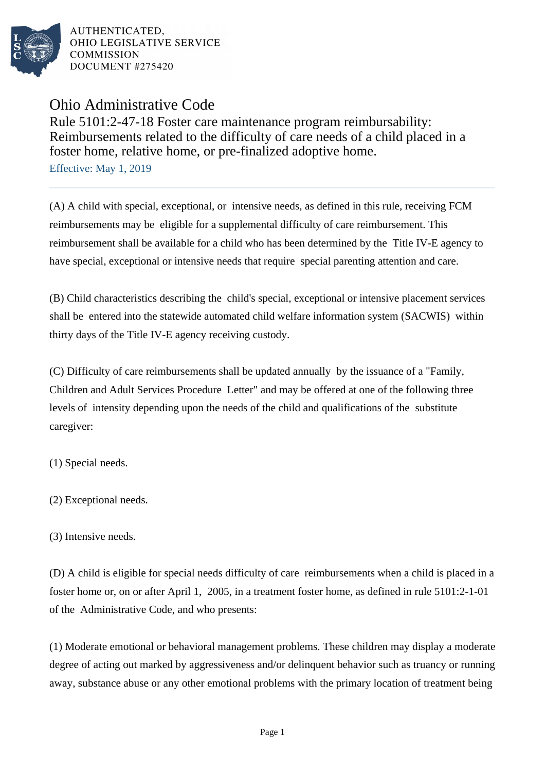AUTHENTICATED,
OHIO LEGISLATIVE SERVICE
COMMISSION
DOCUMENT #275420

# Ohio Administrative Code

## Rule 5101:2-47-18 Foster care maintenance program reimbursability: Reimbursements related to the difficulty of care needs of a child placed in a foster home, relative home, or pre-finalized adoptive home.

Effective: May 1, 2019

(A) A child with special, exceptional, or intensive needs, as defined in this rule, receiving FCM reimbursements may be eligible for a supplemental difficulty of care reimbursement. This reimbursement shall be available for a child who has been determined by the Title IV-E agency to have special, exceptional or intensive needs that require special parenting attention and care.

(B) Child characteristics describing the child's special, exceptional or intensive placement services shall be entered into the statewide automated child welfare information system (SACWIS) within thirty days of the Title IV-E agency receiving custody.

(C) Difficulty of care reimbursements shall be updated annually by the issuance of a "Family, Children and Adult Services Procedure Letter" and may be offered at one of the following three levels of intensity depending upon the needs of the child and qualifications of the substitute caregiver:

(1) Special needs.

(2) Exceptional needs.

(3) Intensive needs.

(D) A child is eligible for special needs difficulty of care reimbursements when a child is placed in a foster home or, on or after April 1, 2005, in a treatment foster home, as defined in rule 5101:2-1-01 of the Administrative Code, and who presents:

(1) Moderate emotional or behavioral management problems. These children may display a moderate degree of acting out marked by aggressiveness and/or delinquent behavior such as truancy or running away, substance abuse or any other emotional problems with the primary location of treatment being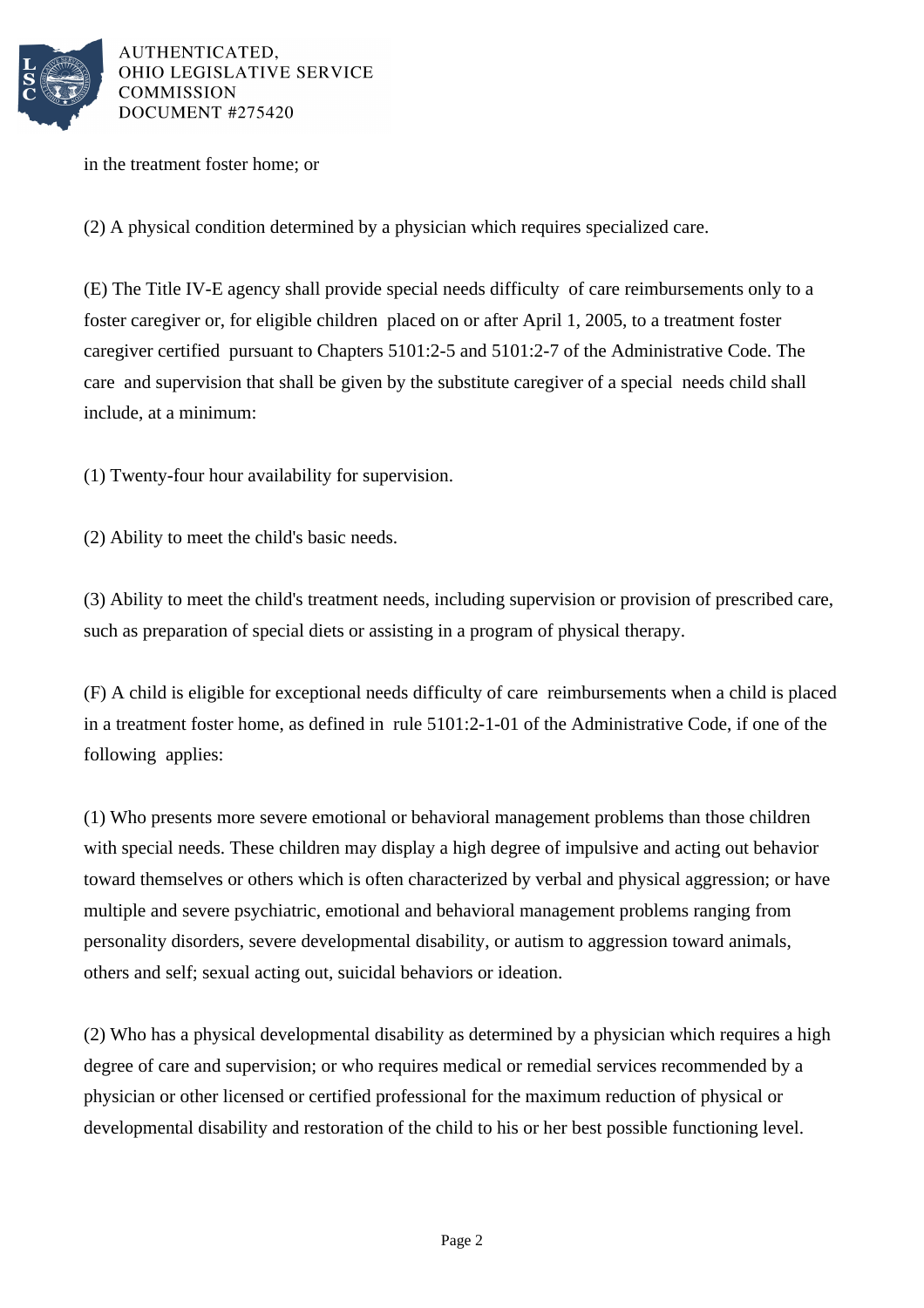in the treatment foster home; or

(2) A physical condition determined by a physician which requires specialized care.

(E) The Title IV-E agency shall provide special needs difficulty of care reimbursements only to a foster caregiver or, for eligible children placed on or after April 1, 2005, to a treatment foster caregiver certified pursuant to Chapters 5101:2-5 and 5101:2-7 of the Administrative Code. The care and supervision that shall be given by the substitute caregiver of a special needs child shall include, at a minimum:

(1) Twenty-four hour availability for supervision.

(2) Ability to meet the child's basic needs.

(3) Ability to meet the child's treatment needs, including supervision or provision of prescribed care, such as preparation of special diets or assisting in a program of physical therapy.

(F) A child is eligible for exceptional needs difficulty of care reimbursements when a child is placed in a treatment foster home, as defined in rule 5101:2-1-01 of the Administrative Code, if one of the following applies:

(1) Who presents more severe emotional or behavioral management problems than those children with special needs. These children may display a high degree of impulsive and acting out behavior toward themselves or others which is often characterized by verbal and physical aggression; or have multiple and severe psychiatric, emotional and behavioral management problems ranging from personality disorders, severe developmental disability, or autism to aggression toward animals, others and self; sexual acting out, suicidal behaviors or ideation.

(2) Who has a physical developmental disability as determined by a physician which requires a high degree of care and supervision; or who requires medical or remedial services recommended by a physician or other licensed or certified professional for the maximum reduction of physical or developmental disability and restoration of the child to his or her best possible functioning level.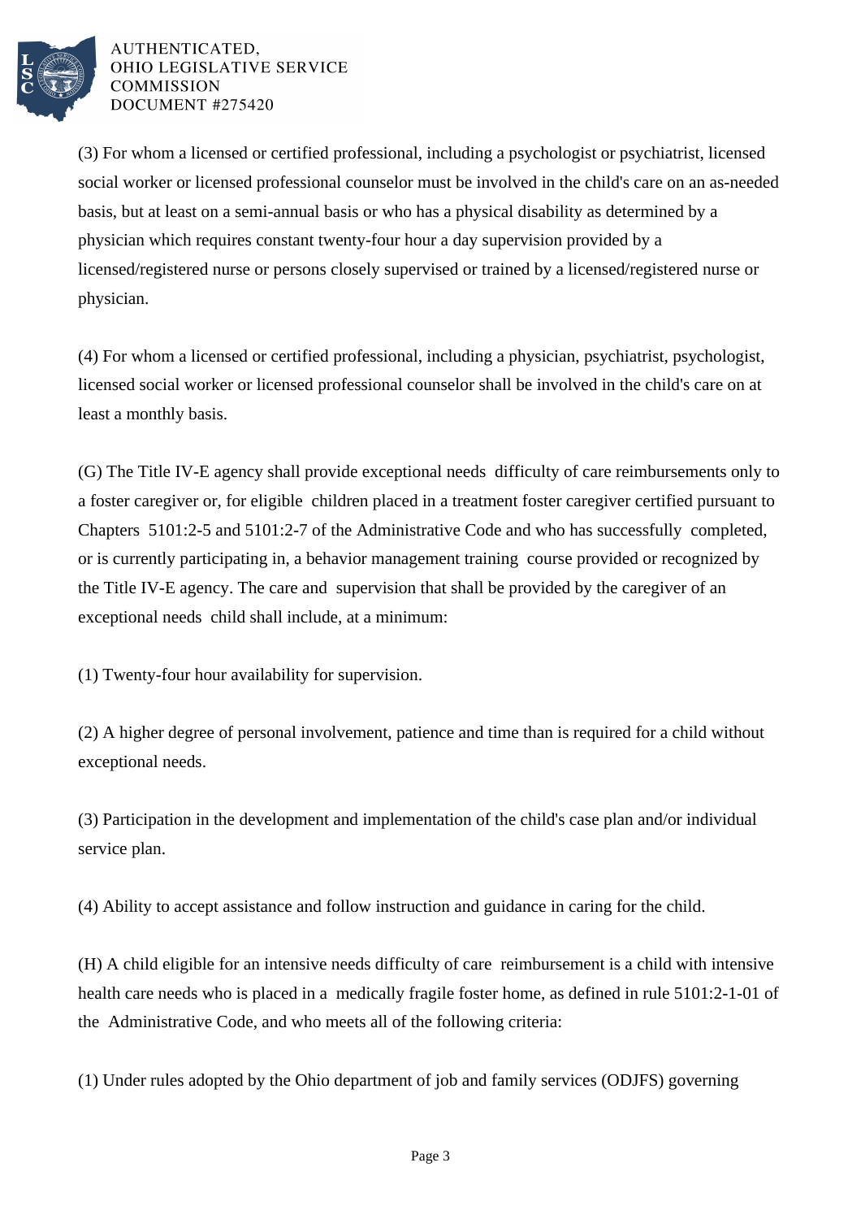(3) For whom a licensed or certified professional, including a psychologist or psychiatrist, licensed social worker or licensed professional counselor must be involved in the child's care on an as-needed basis, but at least on a semi-annual basis or who has a physical disability as determined by a physician which requires constant twenty-four hour a day supervision provided by a licensed/registered nurse or persons closely supervised or trained by a licensed/registered nurse or physician.

(4) For whom a licensed or certified professional, including a physician, psychiatrist, psychologist, licensed social worker or licensed professional counselor shall be involved in the child's care on at least a monthly basis.

(G) The Title IV-E agency shall provide exceptional needs difficulty of care reimbursements only to a foster caregiver or, for eligible children placed in a treatment foster caregiver certified pursuant to Chapters 5101:2-5 and 5101:2-7 of the Administrative Code and who has successfully completed, or is currently participating in, a behavior management training course provided or recognized by the Title IV-E agency. The care and supervision that shall be provided by the caregiver of an exceptional needs child shall include, at a minimum:

(1) Twenty-four hour availability for supervision.

(2) A higher degree of personal involvement, patience and time than is required for a child without exceptional needs.

(3) Participation in the development and implementation of the child's case plan and/or individual service plan.

(4) Ability to accept assistance and follow instruction and guidance in caring for the child.

(H) A child eligible for an intensive needs difficulty of care reimbursement is a child with intensive health care needs who is placed in a medically fragile foster home, as defined in rule 5101:2-1-01 of the Administrative Code, and who meets all of the following criteria:

(1) Under rules adopted by the Ohio department of job and family services (ODJFS) governing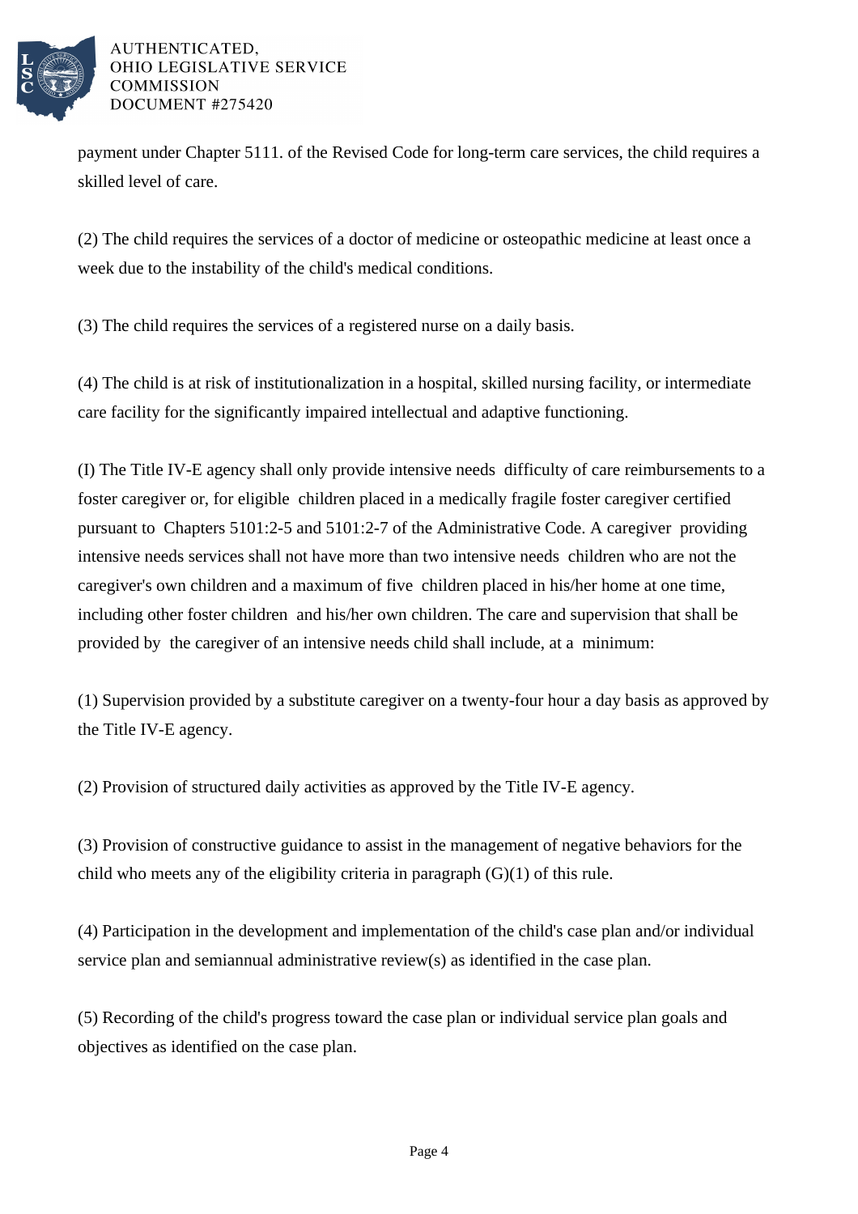payment under Chapter 5111. of the Revised Code for long-term care services, the child requires a skilled level of care.

(2) The child requires the services of a doctor of medicine or osteopathic medicine at least once a week due to the instability of the child's medical conditions.

(3) The child requires the services of a registered nurse on a daily basis.

(4) The child is at risk of institutionalization in a hospital, skilled nursing facility, or intermediate care facility for the significantly impaired intellectual and adaptive functioning.

(I) The Title IV-E agency shall only provide intensive needs difficulty of care reimbursements to a foster caregiver or, for eligible children placed in a medically fragile foster caregiver certified pursuant to Chapters 5101:2-5 and 5101:2-7 of the Administrative Code. A caregiver providing intensive needs services shall not have more than two intensive needs children who are not the caregiver's own children and a maximum of five children placed in his/her home at one time, including other foster children and his/her own children. The care and supervision that shall be provided by the caregiver of an intensive needs child shall include, at a minimum:

(1) Supervision provided by a substitute caregiver on a twenty-four hour a day basis as approved by the Title IV-E agency.

(2) Provision of structured daily activities as approved by the Title IV-E agency.

(3) Provision of constructive guidance to assist in the management of negative behaviors for the child who meets any of the eligibility criteria in paragraph (G)(1) of this rule.

(4) Participation in the development and implementation of the child's case plan and/or individual service plan and semiannual administrative review(s) as identified in the case plan.

(5) Recording of the child's progress toward the case plan or individual service plan goals and objectives as identified on the case plan.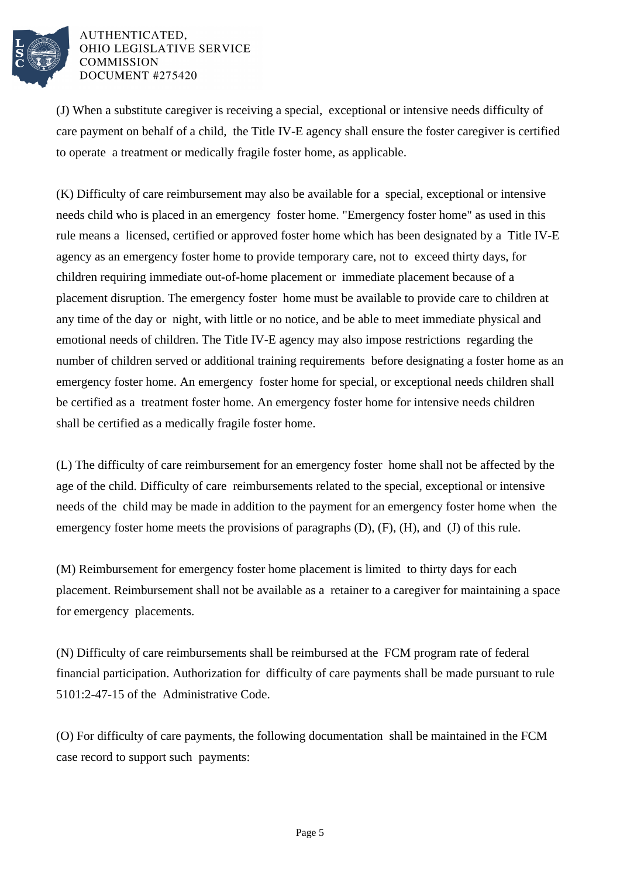(J) When a substitute caregiver is receiving a special, exceptional or intensive needs difficulty of care payment on behalf of a child, the Title IV-E agency shall ensure the foster caregiver is certified to operate a treatment or medically fragile foster home, as applicable.

(K) Difficulty of care reimbursement may also be available for a special, exceptional or intensive needs child who is placed in an emergency foster home. "Emergency foster home" as used in this rule means a licensed, certified or approved foster home which has been designated by a Title IV-E agency as an emergency foster home to provide temporary care, not to exceed thirty days, for children requiring immediate out-of-home placement or immediate placement because of a placement disruption. The emergency foster home must be available to provide care to children at any time of the day or night, with little or no notice, and be able to meet immediate physical and emotional needs of children. The Title IV-E agency may also impose restrictions regarding the number of children served or additional training requirements before designating a foster home as an emergency foster home. An emergency foster home for special, or exceptional needs children shall be certified as a treatment foster home. An emergency foster home for intensive needs children shall be certified as a medically fragile foster home.

(L) The difficulty of care reimbursement for an emergency foster home shall not be affected by the age of the child. Difficulty of care reimbursements related to the special, exceptional or intensive needs of the child may be made in addition to the payment for an emergency foster home when the emergency foster home meets the provisions of paragraphs (D), (F), (H), and (J) of this rule.

(M) Reimbursement for emergency foster home placement is limited to thirty days for each placement. Reimbursement shall not be available as a retainer to a caregiver for maintaining a space for emergency placements.

(N) Difficulty of care reimbursements shall be reimbursed at the FCM program rate of federal financial participation. Authorization for difficulty of care payments shall be made pursuant to rule 5101:2-47-15 of the Administrative Code.

(O) For difficulty of care payments, the following documentation shall be maintained in the FCM case record to support such payments: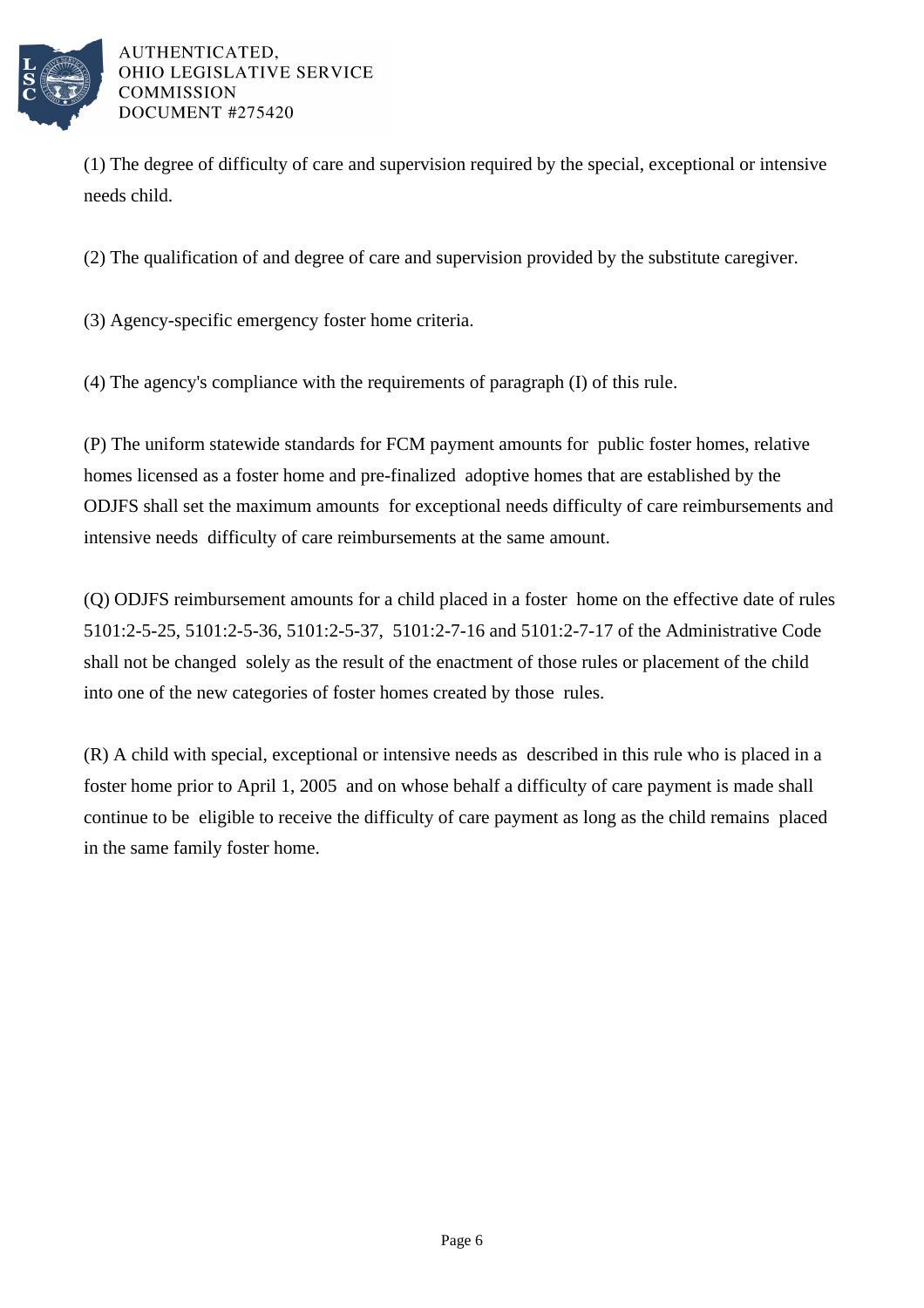(1) The degree of difficulty of care and supervision required by the special, exceptional or intensive needs child.

(2) The qualification of and degree of care and supervision provided by the substitute caregiver.

(3) Agency-specific emergency foster home criteria.

(4) The agency's compliance with the requirements of paragraph (I) of this rule.

(P) The uniform statewide standards for FCM payment amounts for public foster homes, relative homes licensed as a foster home and pre-finalized adoptive homes that are established by the ODJFS shall set the maximum amounts for exceptional needs difficulty of care reimbursements and intensive needs difficulty of care reimbursements at the same amount.

(Q) ODJFS reimbursement amounts for a child placed in a foster home on the effective date of rules 5101:2-5-25, 5101:2-5-36, 5101:2-5-37, 5101:2-7-16 and 5101:2-7-17 of the Administrative Code shall not be changed solely as the result of the enactment of those rules or placement of the child into one of the new categories of foster homes created by those rules.

(R) A child with special, exceptional or intensive needs as described in this rule who is placed in a foster home prior to April 1, 2005 and on whose behalf a difficulty of care payment is made shall continue to be eligible to receive the difficulty of care payment as long as the child remains placed in the same family foster home.